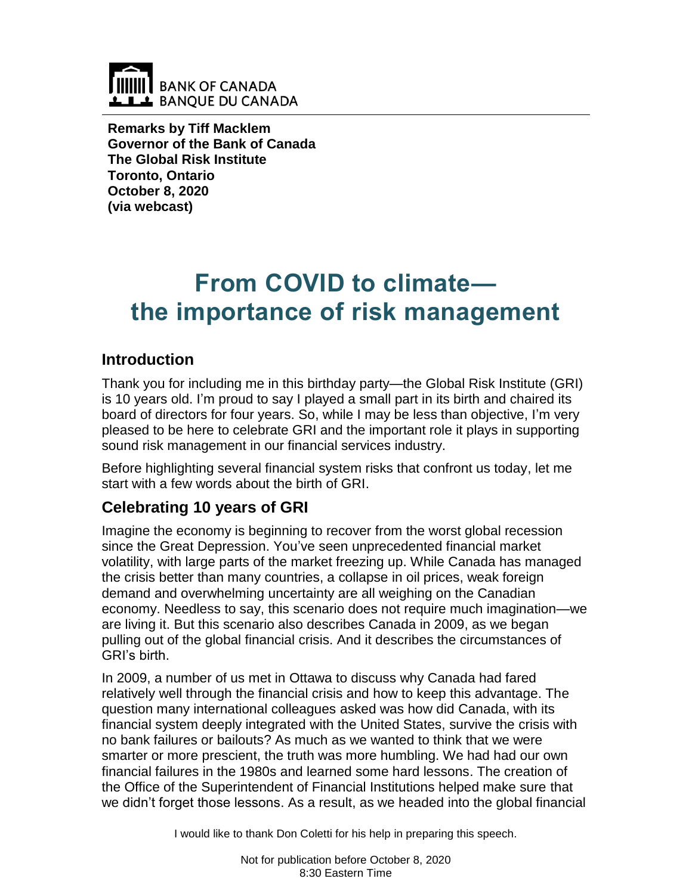BANK OF CANADA
BANQUE DU CANADA

**Remarks by Tiff Macklem**
**Governor of the Bank of Canada**
**The Global Risk Institute**
**Toronto, Ontario**
**October 8, 2020**
**(via webcast)**

# From COVID to climate—the importance of risk management

## Introduction

Thank you for including me in this birthday party—the Global Risk Institute (GRI) is 10 years old. I'm proud to say I played a small part in its birth and chaired its board of directors for four years. So, while I may be less than objective, I'm very pleased to be here to celebrate GRI and the important role it plays in supporting sound risk management in our financial services industry.

Before highlighting several financial system risks that confront us today, let me start with a few words about the birth of GRI.

## Celebrating 10 years of GRI

Imagine the economy is beginning to recover from the worst global recession since the Great Depression. You've seen unprecedented financial market volatility, with large parts of the market freezing up. While Canada has managed the crisis better than many countries, a collapse in oil prices, weak foreign demand and overwhelming uncertainty are all weighing on the Canadian economy. Needless to say, this scenario does not require much imagination—we are living it. But this scenario also describes Canada in 2009, as we began pulling out of the global financial crisis. And it describes the circumstances of GRI's birth.

In 2009, a number of us met in Ottawa to discuss why Canada had fared relatively well through the financial crisis and how to keep this advantage. The question many international colleagues asked was how did Canada, with its financial system deeply integrated with the United States, survive the crisis with no bank failures or bailouts? As much as we wanted to think that we were smarter or more prescient, the truth was more humbling. We had had our own financial failures in the 1980s and learned some hard lessons. The creation of the Office of the Superintendent of Financial Institutions helped make sure that we didn't forget those lessons. As a result, as we headed into the global financial

I would like to thank Don Coletti for his help in preparing this speech.

Not for publication before October 8, 2020
8:30 Eastern Time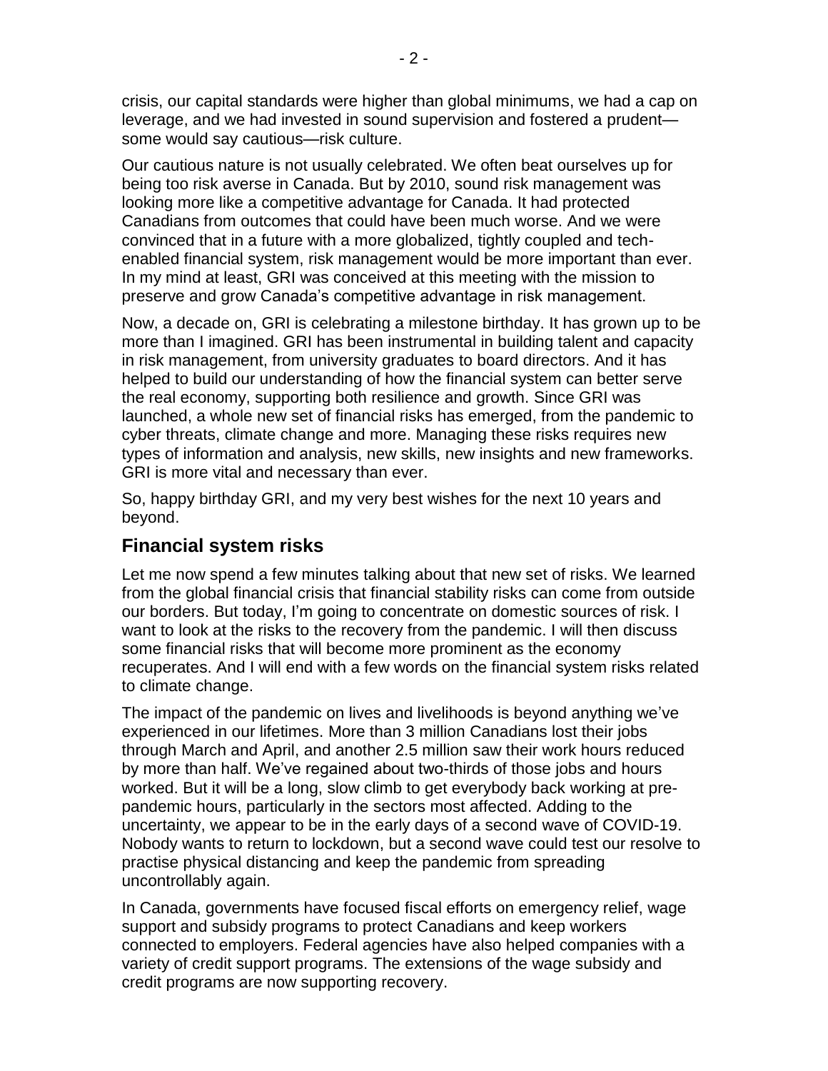crisis, our capital standards were higher than global minimums, we had a cap on leverage, and we had invested in sound supervision and fostered a prudent—some would say cautious—risk culture.

Our cautious nature is not usually celebrated. We often beat ourselves up for being too risk averse in Canada. But by 2010, sound risk management was looking more like a competitive advantage for Canada. It had protected Canadians from outcomes that could have been much worse. And we were convinced that in a future with a more globalized, tightly coupled and tech-enabled financial system, risk management would be more important than ever. In my mind at least, GRI was conceived at this meeting with the mission to preserve and grow Canada's competitive advantage in risk management.

Now, a decade on, GRI is celebrating a milestone birthday. It has grown up to be more than I imagined. GRI has been instrumental in building talent and capacity in risk management, from university graduates to board directors. And it has helped to build our understanding of how the financial system can better serve the real economy, supporting both resilience and growth. Since GRI was launched, a whole new set of financial risks has emerged, from the pandemic to cyber threats, climate change and more. Managing these risks requires new types of information and analysis, new skills, new insights and new frameworks. GRI is more vital and necessary than ever.

So, happy birthday GRI, and my very best wishes for the next 10 years and beyond.

## Financial system risks

Let me now spend a few minutes talking about that new set of risks. We learned from the global financial crisis that financial stability risks can come from outside our borders. But today, I'm going to concentrate on domestic sources of risk. I want to look at the risks to the recovery from the pandemic. I will then discuss some financial risks that will become more prominent as the economy recuperates. And I will end with a few words on the financial system risks related to climate change.

The impact of the pandemic on lives and livelihoods is beyond anything we've experienced in our lifetimes. More than 3 million Canadians lost their jobs through March and April, and another 2.5 million saw their work hours reduced by more than half. We've regained about two-thirds of those jobs and hours worked. But it will be a long, slow climb to get everybody back working at pre-pandemic hours, particularly in the sectors most affected. Adding to the uncertainty, we appear to be in the early days of a second wave of COVID-19. Nobody wants to return to lockdown, but a second wave could test our resolve to practise physical distancing and keep the pandemic from spreading uncontrollably again.

In Canada, governments have focused fiscal efforts on emergency relief, wage support and subsidy programs to protect Canadians and keep workers connected to employers. Federal agencies have also helped companies with a variety of credit support programs. The extensions of the wage subsidy and credit programs are now supporting recovery.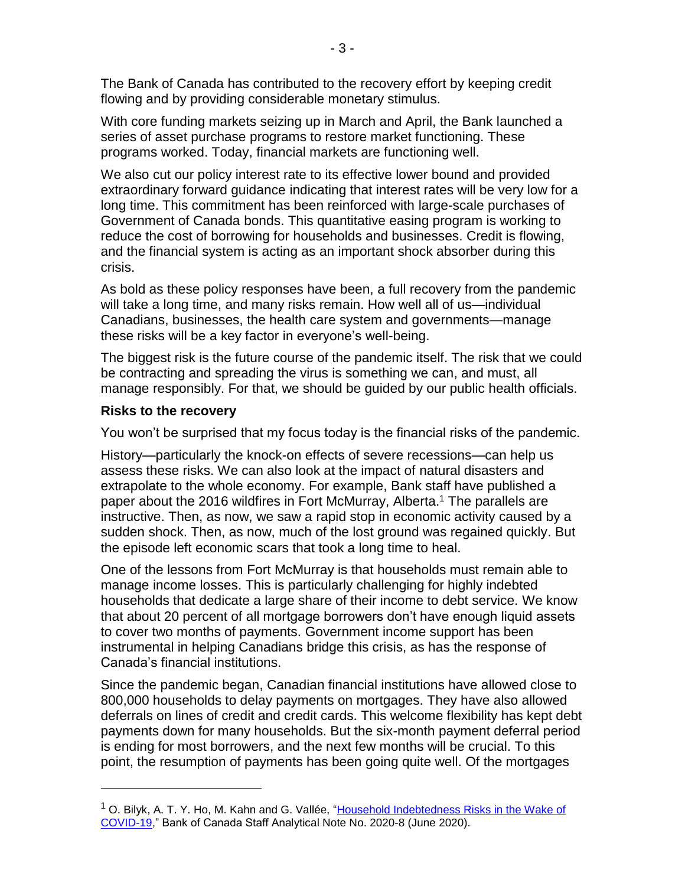The Bank of Canada has contributed to the recovery effort by keeping credit flowing and by providing considerable monetary stimulus.

With core funding markets seizing up in March and April, the Bank launched a series of asset purchase programs to restore market functioning. These programs worked. Today, financial markets are functioning well.

We also cut our policy interest rate to its effective lower bound and provided extraordinary forward guidance indicating that interest rates will be very low for a long time. This commitment has been reinforced with large-scale purchases of Government of Canada bonds. This quantitative easing program is working to reduce the cost of borrowing for households and businesses. Credit is flowing, and the financial system is acting as an important shock absorber during this crisis.

As bold as these policy responses have been, a full recovery from the pandemic will take a long time, and many risks remain. How well all of us—individual Canadians, businesses, the health care system and governments—manage these risks will be a key factor in everyone's well-being.

The biggest risk is the future course of the pandemic itself. The risk that we could be contracting and spreading the virus is something we can, and must, all manage responsibly. For that, we should be guided by our public health officials.

### Risks to the recovery

You won't be surprised that my focus today is the financial risks of the pandemic.

History—particularly the knock-on effects of severe recessions—can help us assess these risks. We can also look at the impact of natural disasters and extrapolate to the whole economy. For example, Bank staff have published a paper about the 2016 wildfires in Fort McMurray, Alberta.[1] The parallels are instructive. Then, as now, we saw a rapid stop in economic activity caused by a sudden shock. Then, as now, much of the lost ground was regained quickly. But the episode left economic scars that took a long time to heal.

One of the lessons from Fort McMurray is that households must remain able to manage income losses. This is particularly challenging for highly indebted households that dedicate a large share of their income to debt service. We know that about 20 percent of all mortgage borrowers don't have enough liquid assets to cover two months of payments. Government income support has been instrumental in helping Canadians bridge this crisis, as has the response of Canada's financial institutions.

Since the pandemic began, Canadian financial institutions have allowed close to 800,000 households to delay payments on mortgages. They have also allowed deferrals on lines of credit and credit cards. This welcome flexibility has kept debt payments down for many households. But the six-month payment deferral period is ending for most borrowers, and the next few months will be crucial. To this point, the resumption of payments has been going quite well. Of the mortgages

---

[1] O. Bilyk, A. T. Y. Ho, M. Kahn and G. Vallée, "Household Indebtedness Risks in the Wake of COVID-19," Bank of Canada Staff Analytical Note No. 2020-8 (June 2020).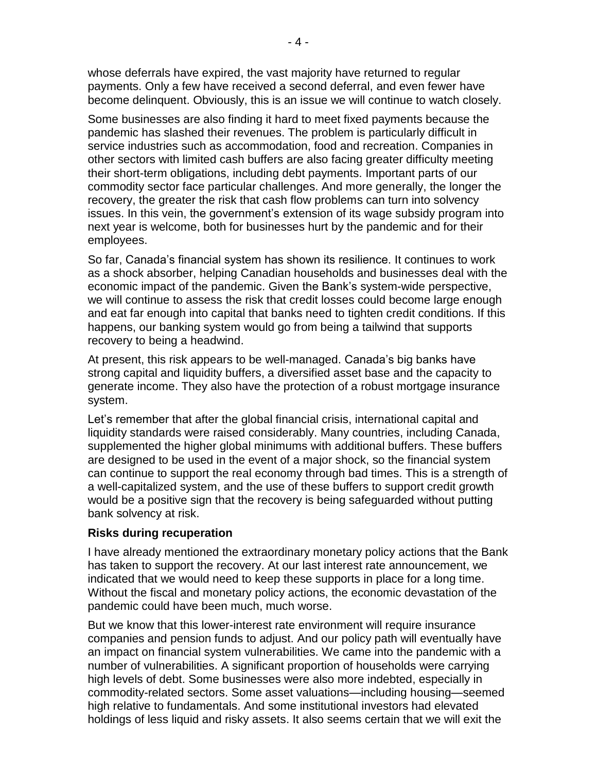whose deferrals have expired, the vast majority have returned to regular payments. Only a few have received a second deferral, and even fewer have become delinquent. Obviously, this is an issue we will continue to watch closely.

Some businesses are also finding it hard to meet fixed payments because the pandemic has slashed their revenues. The problem is particularly difficult in service industries such as accommodation, food and recreation. Companies in other sectors with limited cash buffers are also facing greater difficulty meeting their short-term obligations, including debt payments. Important parts of our commodity sector face particular challenges. And more generally, the longer the recovery, the greater the risk that cash flow problems can turn into solvency issues. In this vein, the government's extension of its wage subsidy program into next year is welcome, both for businesses hurt by the pandemic and for their employees.

So far, Canada's financial system has shown its resilience. It continues to work as a shock absorber, helping Canadian households and businesses deal with the economic impact of the pandemic. Given the Bank's system-wide perspective, we will continue to assess the risk that credit losses could become large enough and eat far enough into capital that banks need to tighten credit conditions. If this happens, our banking system would go from being a tailwind that supports recovery to being a headwind.

At present, this risk appears to be well-managed. Canada's big banks have strong capital and liquidity buffers, a diversified asset base and the capacity to generate income. They also have the protection of a robust mortgage insurance system.

Let's remember that after the global financial crisis, international capital and liquidity standards were raised considerably. Many countries, including Canada, supplemented the higher global minimums with additional buffers. These buffers are designed to be used in the event of a major shock, so the financial system can continue to support the real economy through bad times. This is a strength of a well-capitalized system, and the use of these buffers to support credit growth would be a positive sign that the recovery is being safeguarded without putting bank solvency at risk.

**Risks during recuperation**

I have already mentioned the extraordinary monetary policy actions that the Bank has taken to support the recovery. At our last interest rate announcement, we indicated that we would need to keep these supports in place for a long time. Without the fiscal and monetary policy actions, the economic devastation of the pandemic could have been much, much worse.

But we know that this lower-interest rate environment will require insurance companies and pension funds to adjust. And our policy path will eventually have an impact on financial system vulnerabilities. We came into the pandemic with a number of vulnerabilities. A significant proportion of households were carrying high levels of debt. Some businesses were also more indebted, especially in commodity-related sectors. Some asset valuations—including housing—seemed high relative to fundamentals. And some institutional investors had elevated holdings of less liquid and risky assets. It also seems certain that we will exit the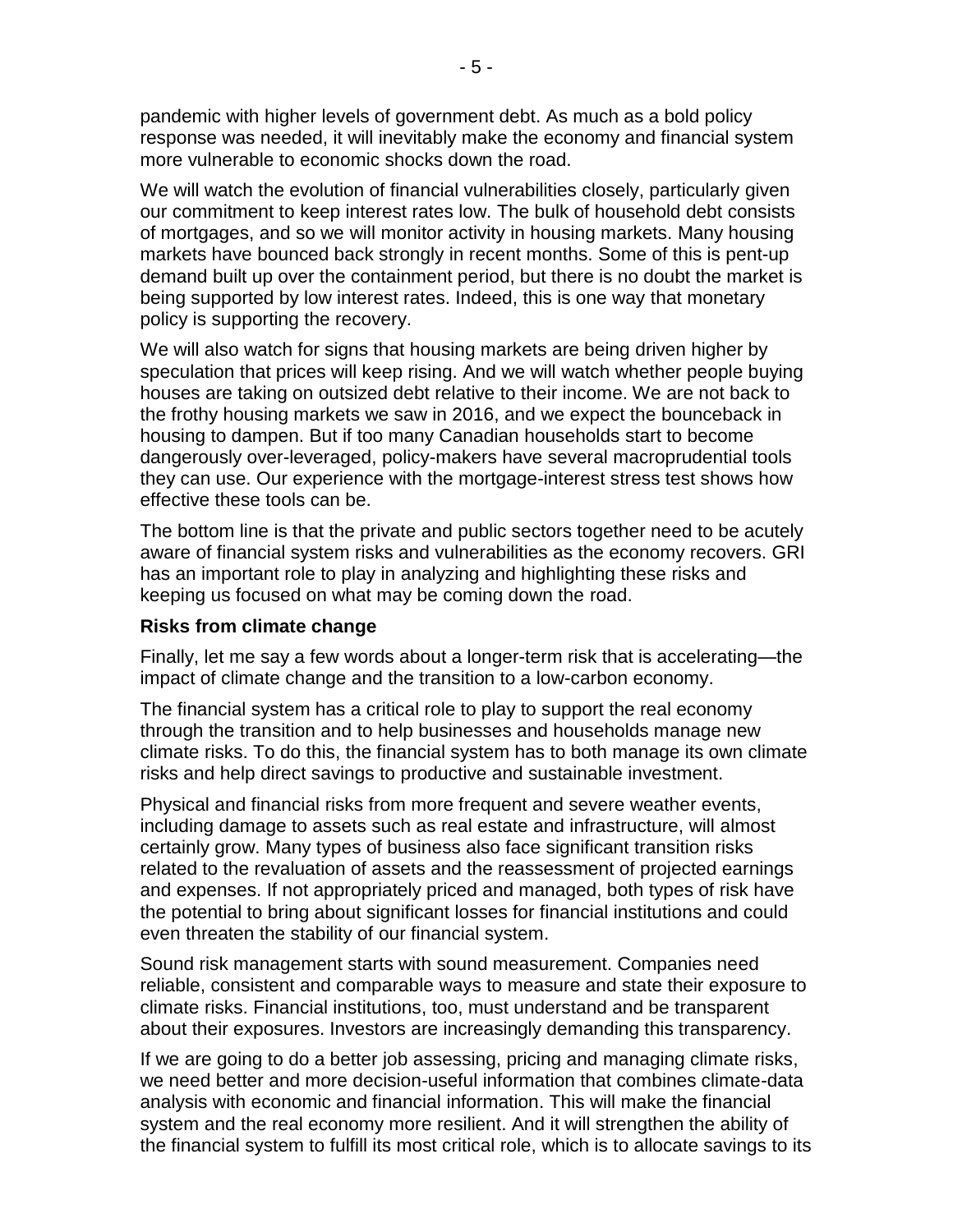pandemic with higher levels of government debt. As much as a bold policy response was needed, it will inevitably make the economy and financial system more vulnerable to economic shocks down the road.

We will watch the evolution of financial vulnerabilities closely, particularly given our commitment to keep interest rates low. The bulk of household debt consists of mortgages, and so we will monitor activity in housing markets. Many housing markets have bounced back strongly in recent months. Some of this is pent-up demand built up over the containment period, but there is no doubt the market is being supported by low interest rates. Indeed, this is one way that monetary policy is supporting the recovery.

We will also watch for signs that housing markets are being driven higher by speculation that prices will keep rising. And we will watch whether people buying houses are taking on outsized debt relative to their income. We are not back to the frothy housing markets we saw in 2016, and we expect the bounceback in housing to dampen. But if too many Canadian households start to become dangerously over-leveraged, policy-makers have several macroprudential tools they can use. Our experience with the mortgage-interest stress test shows how effective these tools can be.

The bottom line is that the private and public sectors together need to be acutely aware of financial system risks and vulnerabilities as the economy recovers. GRI has an important role to play in analyzing and highlighting these risks and keeping us focused on what may be coming down the road.

### Risks from climate change

Finally, let me say a few words about a longer-term risk that is accelerating—the impact of climate change and the transition to a low-carbon economy.

The financial system has a critical role to play to support the real economy through the transition and to help businesses and households manage new climate risks. To do this, the financial system has to both manage its own climate risks and help direct savings to productive and sustainable investment.

Physical and financial risks from more frequent and severe weather events, including damage to assets such as real estate and infrastructure, will almost certainly grow. Many types of business also face significant transition risks related to the revaluation of assets and the reassessment of projected earnings and expenses. If not appropriately priced and managed, both types of risk have the potential to bring about significant losses for financial institutions and could even threaten the stability of our financial system.

Sound risk management starts with sound measurement. Companies need reliable, consistent and comparable ways to measure and state their exposure to climate risks. Financial institutions, too, must understand and be transparent about their exposures. Investors are increasingly demanding this transparency.

If we are going to do a better job assessing, pricing and managing climate risks, we need better and more decision-useful information that combines climate-data analysis with economic and financial information. This will make the financial system and the real economy more resilient. And it will strengthen the ability of the financial system to fulfill its most critical role, which is to allocate savings to its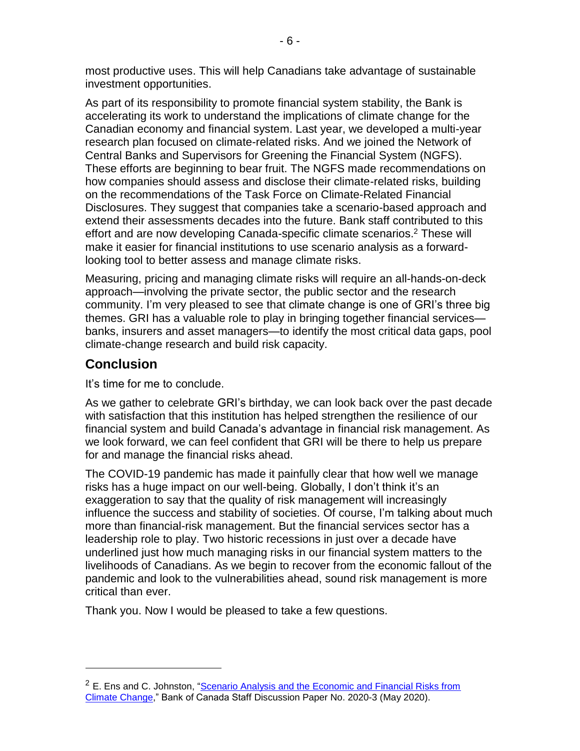most productive uses. This will help Canadians take advantage of sustainable investment opportunities.

As part of its responsibility to promote financial system stability, the Bank is accelerating its work to understand the implications of climate change for the Canadian economy and financial system. Last year, we developed a multi-year research plan focused on climate-related risks. And we joined the Network of Central Banks and Supervisors for Greening the Financial System (NGFS). These efforts are beginning to bear fruit. The NGFS made recommendations on how companies should assess and disclose their climate-related risks, building on the recommendations of the Task Force on Climate-Related Financial Disclosures. They suggest that companies take a scenario-based approach and extend their assessments decades into the future. Bank staff contributed to this effort and are now developing Canada-specific climate scenarios.[2] These will make it easier for financial institutions to use scenario analysis as a forward-looking tool to better assess and manage climate risks.

Measuring, pricing and managing climate risks will require an all-hands-on-deck approach—involving the private sector, the public sector and the research community. I'm very pleased to see that climate change is one of GRI's three big themes. GRI has a valuable role to play in bringing together financial services—banks, insurers and asset managers—to identify the most critical data gaps, pool climate-change research and build risk capacity.

## Conclusion

It's time for me to conclude.

As we gather to celebrate GRI's birthday, we can look back over the past decade with satisfaction that this institution has helped strengthen the resilience of our financial system and build Canada's advantage in financial risk management. As we look forward, we can feel confident that GRI will be there to help us prepare for and manage the financial risks ahead.

The COVID-19 pandemic has made it painfully clear that how well we manage risks has a huge impact on our well-being. Globally, I don't think it's an exaggeration to say that the quality of risk management will increasingly influence the success and stability of societies. Of course, I'm talking about much more than financial-risk management. But the financial services sector has a leadership role to play. Two historic recessions in just over a decade have underlined just how much managing risks in our financial system matters to the livelihoods of Canadians. As we begin to recover from the economic fallout of the pandemic and look to the vulnerabilities ahead, sound risk management is more critical than ever.

Thank you. Now I would be pleased to take a few questions.

---

[2] E. Ens and C. Johnston, "Scenario Analysis and the Economic and Financial Risks from Climate Change," Bank of Canada Staff Discussion Paper No. 2020-3 (May 2020).